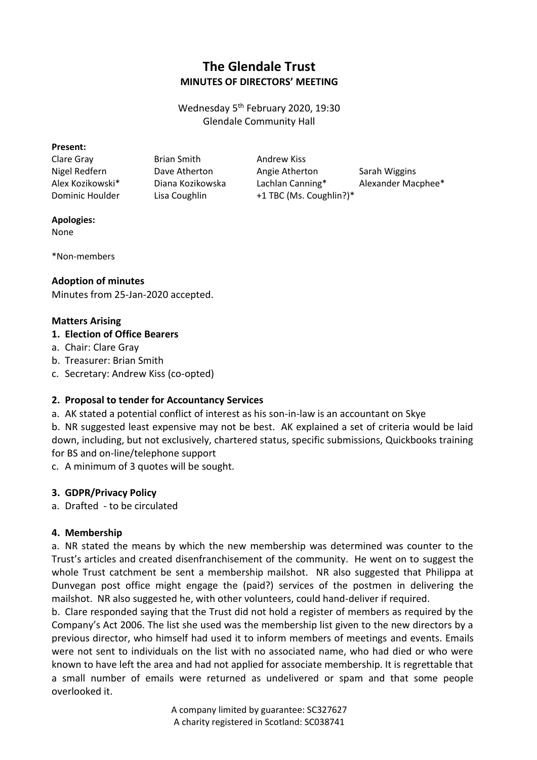# The Glendale Trust

## MINUTES OF DIRECTORS' MEETING

Wednesday 5th February 2020, 19:30
Glendale Community Hall

**Present:**

| | | | |
|---|---|---|---|
| Clare Gray | Brian Smith | Andrew Kiss | |
| Nigel Redfern | Dave Atherton | Angie Atherton | Sarah Wiggins |
| Alex Kozikowski* | Diana Kozikowska | Lachlan Canning* | Alexander Macphee* |
| Dominic Houlder | Lisa Coughlin | +1 TBC (Ms. Coughlin?)* | |

**Apologies:**
None

*Non-members

**Adoption of minutes**
Minutes from 25-Jan-2020 accepted.

**Matters Arising**

**1. Election of Office Bearers**

a. Chair: Clare Gray
b. Treasurer: Brian Smith
c. Secretary: Andrew Kiss (co-opted)

**2. Proposal to tender for Accountancy Services**

a. AK stated a potential conflict of interest as his son-in-law is an accountant on Skye
b. NR suggested least expensive may not be best. AK explained a set of criteria would be laid down, including, but not exclusively, chartered status, specific submissions, Quickbooks training for BS and on-line/telephone support
c. A minimum of 3 quotes will be sought.

**3. GDPR/Privacy Policy**

a. Drafted - to be circulated

**4. Membership**

a. NR stated the means by which the new membership was determined was counter to the Trust's articles and created disenfranchisement of the community. He went on to suggest the whole Trust catchment be sent a membership mailshot. NR also suggested that Philippa at Dunvegan post office might engage the (paid?) services of the postmen in delivering the mailshot. NR also suggested he, with other volunteers, could hand-deliver if required.

b. Clare responded saying that the Trust did not hold a register of members as required by the Company's Act 2006. The list she used was the membership list given to the new directors by a previous director, who himself had used it to inform members of meetings and events. Emails were not sent to individuals on the list with no associated name, who had died or who were known to have left the area and had not applied for associate membership. It is regrettable that a small number of emails were returned as undelivered or spam and that some people overlooked it.

A company limited by guarantee: SC327627
A charity registered in Scotland: SC038741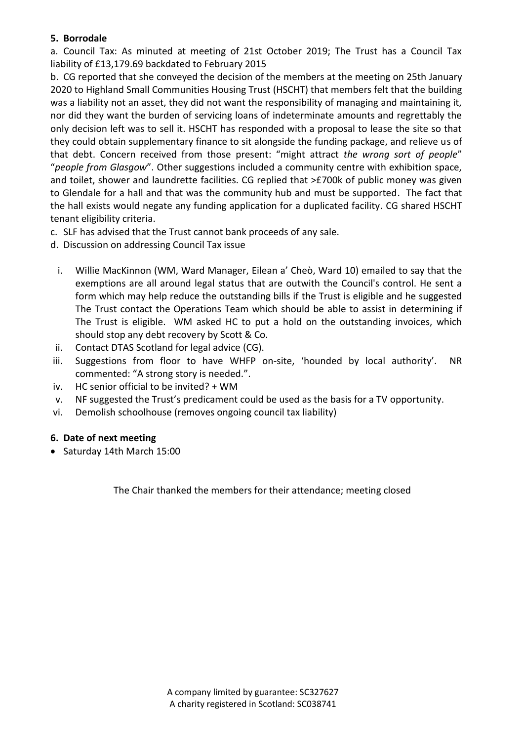**5. Borrodale**

a. Council Tax: As minuted at meeting of 21st October 2019; The Trust has a Council Tax liability of £13,179.69 backdated to February 2015

b. CG reported that she conveyed the decision of the members at the meeting on 25th January 2020 to Highland Small Communities Housing Trust (HSCHT) that members felt that the building was a liability not an asset, they did not want the responsibility of managing and maintaining it, nor did they want the burden of servicing loans of indeterminate amounts and regrettably the only decision left was to sell it. HSCHT has responded with a proposal to lease the site so that they could obtain supplementary finance to sit alongside the funding package, and relieve us of that debt. Concern received from those present: "might attract *the wrong sort of people*" "*people from Glasgow*". Other suggestions included a community centre with exhibition space, and toilet, shower and laundrette facilities. CG replied that >£700k of public money was given to Glendale for a hall and that was the community hub and must be supported. The fact that the hall exists would negate any funding application for a duplicated facility. CG shared HSCHT tenant eligibility criteria.

c. SLF has advised that the Trust cannot bank proceeds of any sale.

d. Discussion on addressing Council Tax issue

i. Willie MacKinnon (WM, Ward Manager, Eilean a' Cheò, Ward 10) emailed to say that the exemptions are all around legal status that are outwith the Council's control. He sent a form which may help reduce the outstanding bills if the Trust is eligible and he suggested The Trust contact the Operations Team which should be able to assist in determining if The Trust is eligible. WM asked HC to put a hold on the outstanding invoices, which should stop any debt recovery by Scott & Co.

ii. Contact DTAS Scotland for legal advice (CG).

iii. Suggestions from floor to have WHFP on-site, 'hounded by local authority'. NR commented: "A strong story is needed.".

iv. HC senior official to be invited? + WM

v. NF suggested the Trust's predicament could be used as the basis for a TV opportunity.

vi. Demolish schoolhouse (removes ongoing council tax liability)

**6. Date of next meeting**

- Saturday 14th March 15:00

The Chair thanked the members for their attendance; meeting closed

A company limited by guarantee: SC327627
A charity registered in Scotland: SC038741